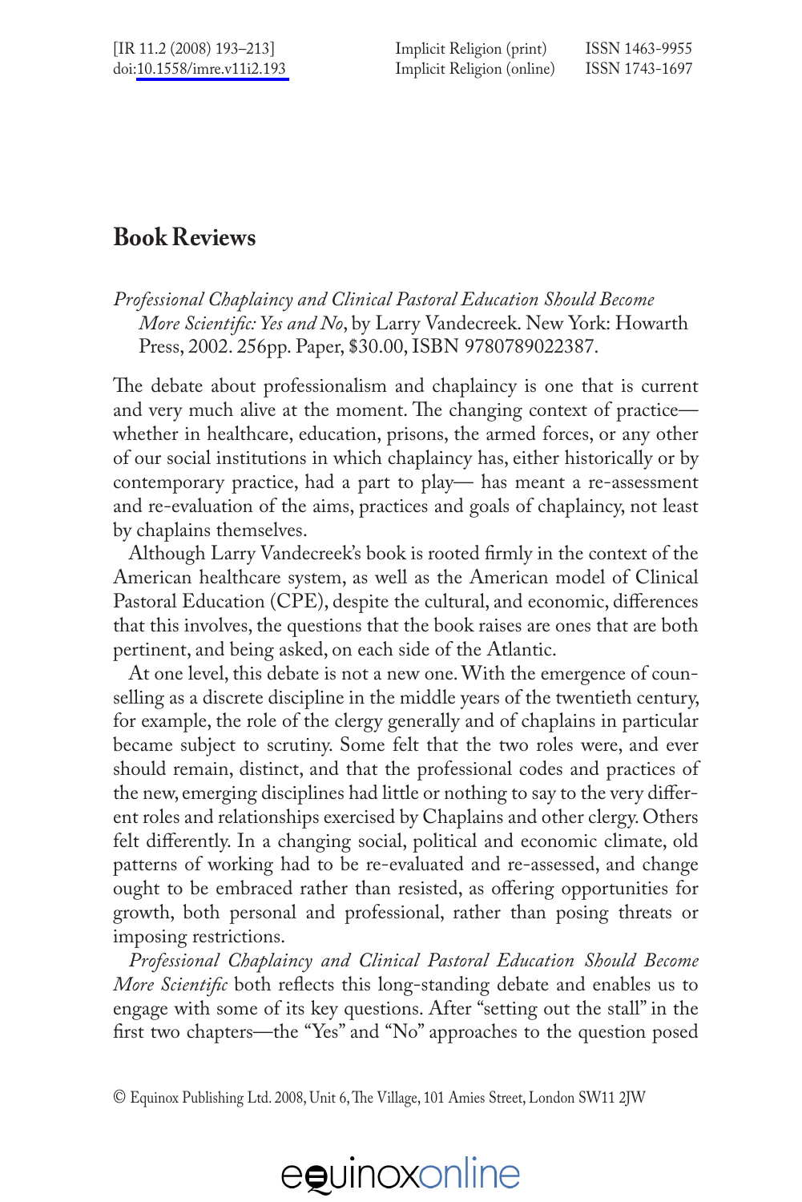# Book Reviews

*Professional Chaplaincy and Clinical Pastoral Education Should Become More Scientific: Yes and No*, by Larry Vandecreek. New York: Howarth Press, 2002. 256pp. Paper, $30.00, ISBN 9780789022387.

The debate about professionalism and chaplaincy is one that is current and very much alive at the moment. The changing context of practice—whether in healthcare, education, prisons, the armed forces, or any other of our social institutions in which chaplaincy has, either historically or by contemporary practice, had a part to play— has meant a re-assessment and re-evaluation of the aims, practices and goals of chaplaincy, not least by chaplains themselves.

Although Larry Vandecreek's book is rooted firmly in the context of the American healthcare system, as well as the American model of Clinical Pastoral Education (CPE), despite the cultural, and economic, differences that this involves, the questions that the book raises are ones that are both pertinent, and being asked, on each side of the Atlantic.

At one level, this debate is not a new one. With the emergence of counselling as a discrete discipline in the middle years of the twentieth century, for example, the role of the clergy generally and of chaplains in particular became subject to scrutiny. Some felt that the two roles were, and ever should remain, distinct, and that the professional codes and practices of the new, emerging disciplines had little or nothing to say to the very different roles and relationships exercised by Chaplains and other clergy. Others felt differently. In a changing social, political and economic climate, old patterns of working had to be re-evaluated and re-assessed, and change ought to be embraced rather than resisted, as offering opportunities for growth, both personal and professional, rather than posing threats or imposing restrictions.

*Professional Chaplaincy and Clinical Pastoral Education Should Become More Scientific* both reflects this long-standing debate and enables us to engage with some of its key questions. After "setting out the stall" in the first two chapters—the "Yes" and "No" approaches to the question posed

© Equinox Publishing Ltd. 2008, Unit 6, The Village, 101 Amies Street, London SW11 2JW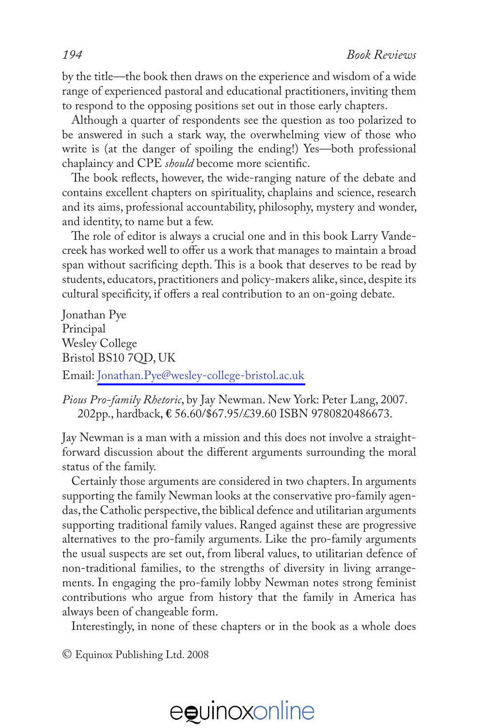by the title—the book then draws on the experience and wisdom of a wide range of experienced pastoral and educational practitioners, inviting them to respond to the opposing positions set out in those early chapters.

Although a quarter of respondents see the question as too polarized to be answered in such a stark way, the overwhelming view of those who write is (at the danger of spoiling the ending!) Yes—both professional chaplaincy and CPE *should* become more scientific.

The book reflects, however, the wide-ranging nature of the debate and contains excellent chapters on spirituality, chaplains and science, research and its aims, professional accountability, philosophy, mystery and wonder, and identity, to name but a few.

The role of editor is always a crucial one and in this book Larry Vandecreek has worked well to offer us a work that manages to maintain a broad span without sacrificing depth. This is a book that deserves to be read by students, educators, practitioners and policy-makers alike, since, despite its cultural specificity, if offers a real contribution to an on-going debate.

Jonathan Pye
Principal
Wesley College
Bristol BS10 7QD, UK
Email: Jonathan.Pye@wesley-college-bristol.ac.uk

*Pious Pro-family Rhetoric*, by Jay Newman. New York: Peter Lang, 2007. 202pp., hardback, € 56.60/$67.95/£39.60 ISBN 9780820486673.

Jay Newman is a man with a mission and this does not involve a straightforward discussion about the different arguments surrounding the moral status of the family.

Certainly those arguments are considered in two chapters. In arguments supporting the family Newman looks at the conservative pro-family agendas, the Catholic perspective, the biblical defence and utilitarian arguments supporting traditional family values. Ranged against these are progressive alternatives to the pro-family arguments. Like the pro-family arguments the usual suspects are set out, from liberal values, to utilitarian defence of non-traditional families, to the strengths of diversity in living arrangements. In engaging the pro-family lobby Newman notes strong feminist contributions who argue from history that the family in America has always been of changeable form.

Interestingly, in none of these chapters or in the book as a whole does

© Equinox Publishing Ltd. 2008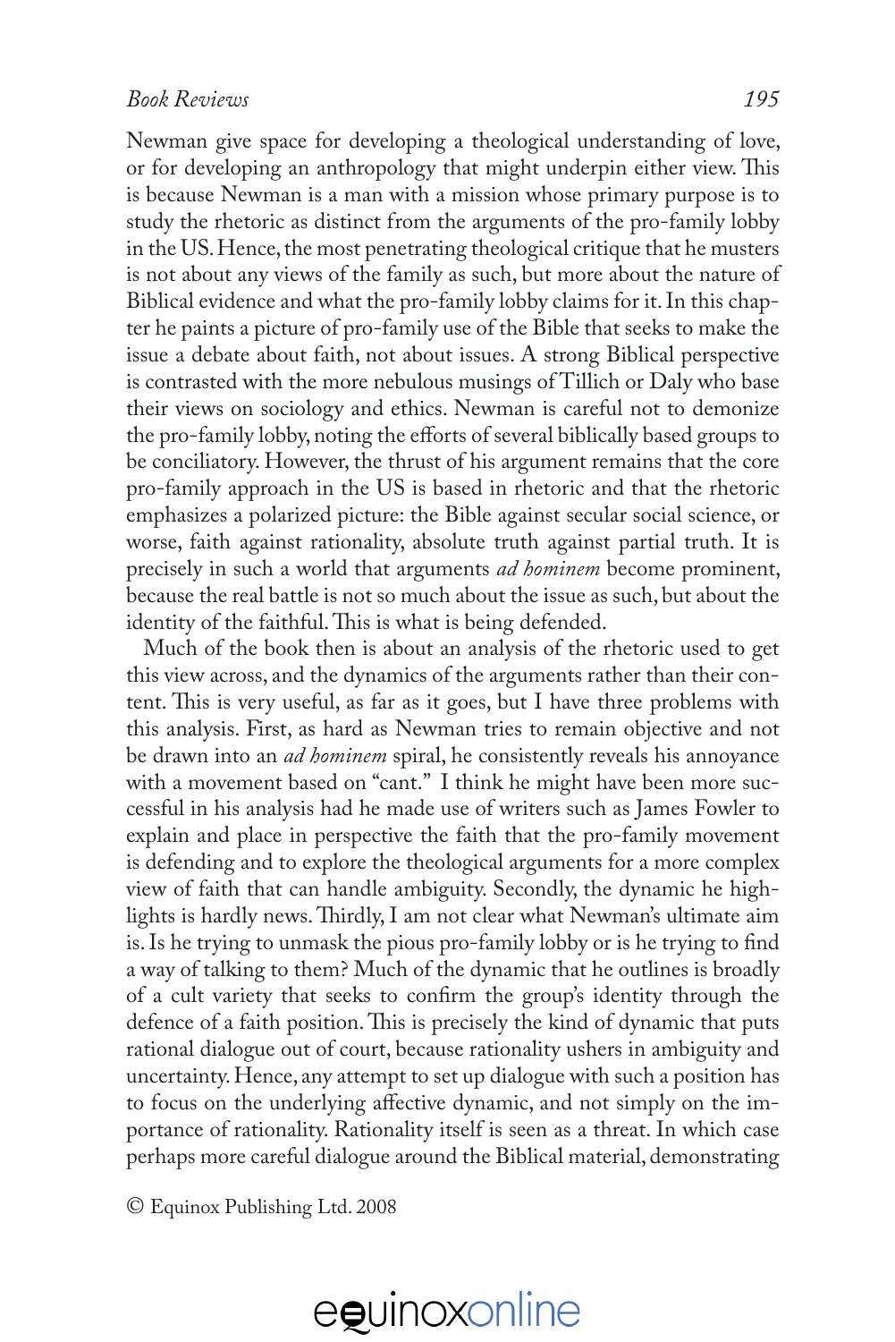Newman give space for developing a theological understanding of love, or for developing an anthropology that might underpin either view. This is because Newman is a man with a mission whose primary purpose is to study the rhetoric as distinct from the arguments of the pro-family lobby in the US. Hence, the most penetrating theological critique that he musters is not about any views of the family as such, but more about the nature of Biblical evidence and what the pro-family lobby claims for it. In this chapter he paints a picture of pro-family use of the Bible that seeks to make the issue a debate about faith, not about issues. A strong Biblical perspective is contrasted with the more nebulous musings of Tillich or Daly who base their views on sociology and ethics. Newman is careful not to demonize the pro-family lobby, noting the efforts of several biblically based groups to be conciliatory. However, the thrust of his argument remains that the core pro-family approach in the US is based in rhetoric and that the rhetoric emphasizes a polarized picture: the Bible against secular social science, or worse, faith against rationality, absolute truth against partial truth. It is precisely in such a world that arguments *ad hominem* become prominent, because the real battle is not so much about the issue as such, but about the identity of the faithful. This is what is being defended.

Much of the book then is about an analysis of the rhetoric used to get this view across, and the dynamics of the arguments rather than their content. This is very useful, as far as it goes, but I have three problems with this analysis. First, as hard as Newman tries to remain objective and not be drawn into an *ad hominem* spiral, he consistently reveals his annoyance with a movement based on "cant." I think he might have been more successful in his analysis had he made use of writers such as James Fowler to explain and place in perspective the faith that the pro-family movement is defending and to explore the theological arguments for a more complex view of faith that can handle ambiguity. Secondly, the dynamic he highlights is hardly news. Thirdly, I am not clear what Newman's ultimate aim is. Is he trying to unmask the pious pro-family lobby or is he trying to find a way of talking to them? Much of the dynamic that he outlines is broadly of a cult variety that seeks to confirm the group's identity through the defence of a faith position. This is precisely the kind of dynamic that puts rational dialogue out of court, because rationality ushers in ambiguity and uncertainty. Hence, any attempt to set up dialogue with such a position has to focus on the underlying affective dynamic, and not simply on the importance of rationality. Rationality itself is seen as a threat. In which case perhaps more careful dialogue around the Biblical material, demonstrating

© Equinox Publishing Ltd. 2008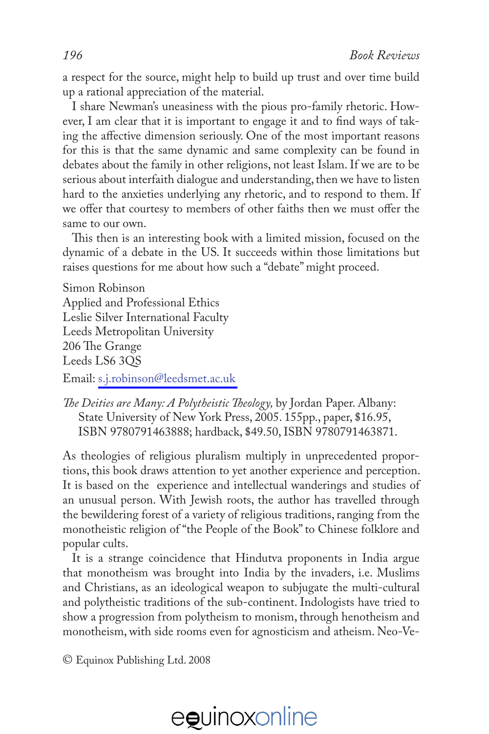a respect for the source, might help to build up trust and over time build up a rational appreciation of the material.

I share Newman's uneasiness with the pious pro-family rhetoric. However, I am clear that it is important to engage it and to find ways of taking the affective dimension seriously. One of the most important reasons for this is that the same dynamic and same complexity can be found in debates about the family in other religions, not least Islam. If we are to be serious about interfaith dialogue and understanding, then we have to listen hard to the anxieties underlying any rhetoric, and to respond to them. If we offer that courtesy to members of other faiths then we must offer the same to our own.

This then is an interesting book with a limited mission, focused on the dynamic of a debate in the US. It succeeds within those limitations but raises questions for me about how such a "debate" might proceed.

Simon Robinson
Applied and Professional Ethics
Leslie Silver International Faculty
Leeds Metropolitan University
206 The Grange
Leeds LS6 3QS
Email: s.j.robinson@leedsmet.ac.uk

*The Deities are Many: A Polytheistic Theology,* by Jordan Paper. Albany: State University of New York Press, 2005. 155pp., paper, $16.95, ISBN 9780791463888; hardback, $49.50, ISBN 9780791463871.

As theologies of religious pluralism multiply in unprecedented proportions, this book draws attention to yet another experience and perception. It is based on the experience and intellectual wanderings and studies of an unusual person. With Jewish roots, the author has travelled through the bewildering forest of a variety of religious traditions, ranging from the monotheistic religion of "the People of the Book" to Chinese folklore and popular cults.

It is a strange coincidence that Hindutva proponents in India argue that monotheism was brought into India by the invaders, i.e. Muslims and Christians, as an ideological weapon to subjugate the multi-cultural and polytheistic traditions of the sub-continent. Indologists have tried to show a progression from polytheism to monism, through henotheism and monotheism, with side rooms even for agnosticism and atheism. Neo-Ve-

© Equinox Publishing Ltd. 2008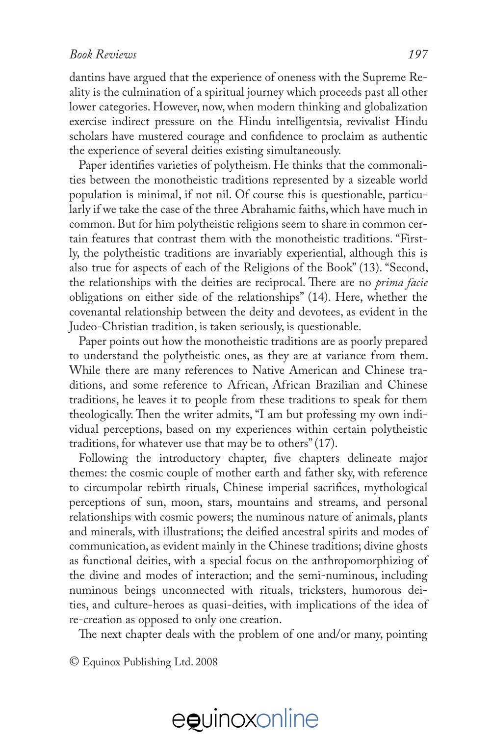dantins have argued that the experience of oneness with the Supreme Reality is the culmination of a spiritual journey which proceeds past all other lower categories. However, now, when modern thinking and globalization exercise indirect pressure on the Hindu intelligentsia, revivalist Hindu scholars have mustered courage and confidence to proclaim as authentic the experience of several deities existing simultaneously.

Paper identifies varieties of polytheism. He thinks that the commonalities between the monotheistic traditions represented by a sizeable world population is minimal, if not nil. Of course this is questionable, particularly if we take the case of the three Abrahamic faiths, which have much in common. But for him polytheistic religions seem to share in common certain features that contrast them with the monotheistic traditions. "Firstly, the polytheistic traditions are invariably experiential, although this is also true for aspects of each of the Religions of the Book" (13). "Second, the relationships with the deities are reciprocal. There are no *prima facie* obligations on either side of the relationships" (14). Here, whether the covenantal relationship between the deity and devotees, as evident in the Judeo-Christian tradition, is taken seriously, is questionable.

Paper points out how the monotheistic traditions are as poorly prepared to understand the polytheistic ones, as they are at variance from them. While there are many references to Native American and Chinese traditions, and some reference to African, African Brazilian and Chinese traditions, he leaves it to people from these traditions to speak for them theologically. Then the writer admits, "I am but professing my own individual perceptions, based on my experiences within certain polytheistic traditions, for whatever use that may be to others" (17).

Following the introductory chapter, five chapters delineate major themes: the cosmic couple of mother earth and father sky, with reference to circumpolar rebirth rituals, Chinese imperial sacrifices, mythological perceptions of sun, moon, stars, mountains and streams, and personal relationships with cosmic powers; the numinous nature of animals, plants and minerals, with illustrations; the deified ancestral spirits and modes of communication, as evident mainly in the Chinese traditions; divine ghosts as functional deities, with a special focus on the anthropomorphizing of the divine and modes of interaction; and the semi-numinous, including numinous beings unconnected with rituals, tricksters, humorous deities, and culture-heroes as quasi-deities, with implications of the idea of re-creation as opposed to only one creation.

The next chapter deals with the problem of one and/or many, pointing

© Equinox Publishing Ltd. 2008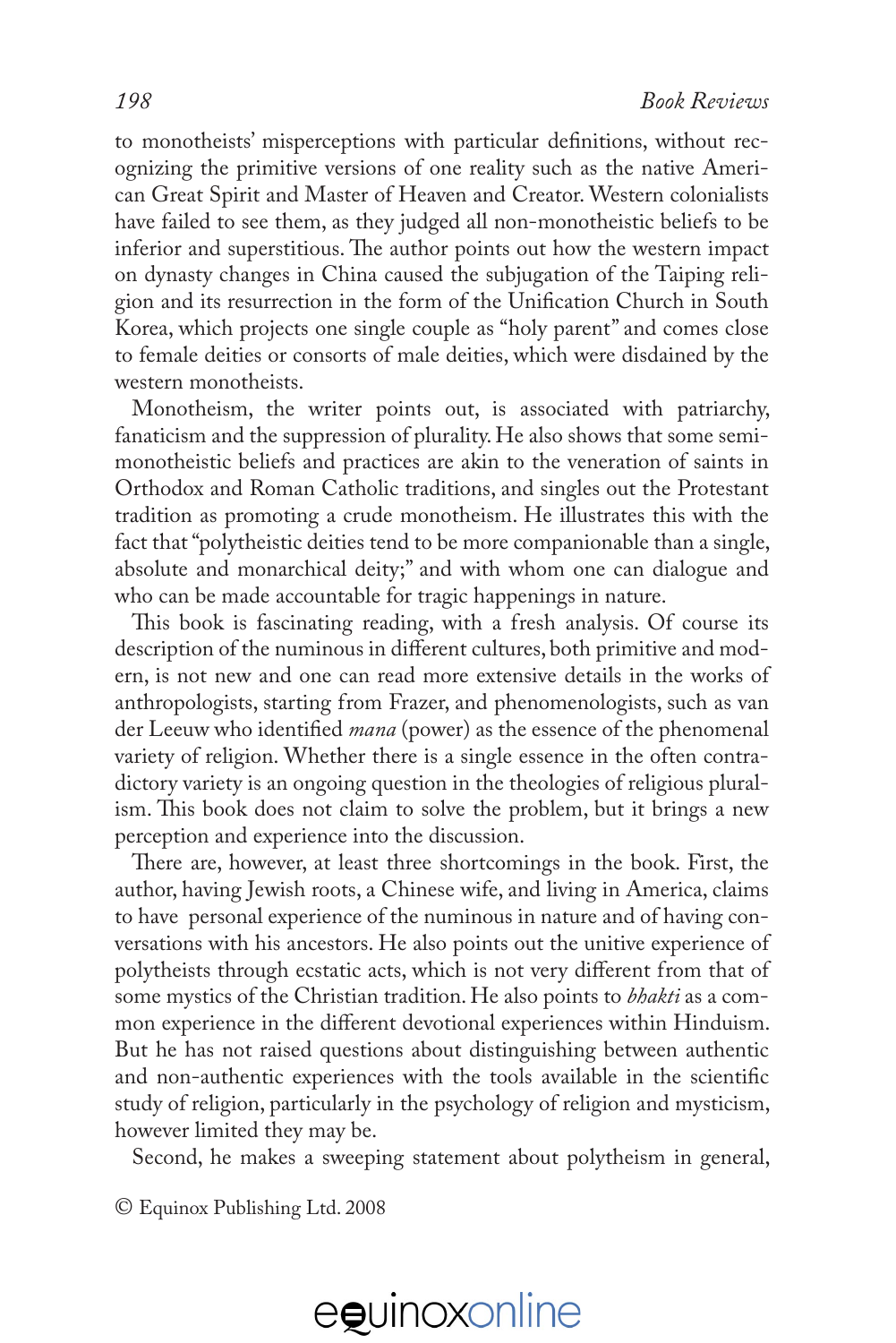to monotheists' misperceptions with particular definitions, without recognizing the primitive versions of one reality such as the native American Great Spirit and Master of Heaven and Creator. Western colonialists have failed to see them, as they judged all non-monotheistic beliefs to be inferior and superstitious. The author points out how the western impact on dynasty changes in China caused the subjugation of the Taiping religion and its resurrection in the form of the Unification Church in South Korea, which projects one single couple as "holy parent" and comes close to female deities or consorts of male deities, which were disdained by the western monotheists.

Monotheism, the writer points out, is associated with patriarchy, fanaticism and the suppression of plurality. He also shows that some semi-monotheistic beliefs and practices are akin to the veneration of saints in Orthodox and Roman Catholic traditions, and singles out the Protestant tradition as promoting a crude monotheism. He illustrates this with the fact that "polytheistic deities tend to be more companionable than a single, absolute and monarchical deity;" and with whom one can dialogue and who can be made accountable for tragic happenings in nature.

This book is fascinating reading, with a fresh analysis. Of course its description of the numinous in different cultures, both primitive and modern, is not new and one can read more extensive details in the works of anthropologists, starting from Frazer, and phenomenologists, such as van der Leeuw who identified *mana* (power) as the essence of the phenomenal variety of religion. Whether there is a single essence in the often contradictory variety is an ongoing question in the theologies of religious pluralism. This book does not claim to solve the problem, but it brings a new perception and experience into the discussion.

There are, however, at least three shortcomings in the book. First, the author, having Jewish roots, a Chinese wife, and living in America, claims to have personal experience of the numinous in nature and of having conversations with his ancestors. He also points out the unitive experience of polytheists through ecstatic acts, which is not very different from that of some mystics of the Christian tradition. He also points to *bhakti* as a common experience in the different devotional experiences within Hinduism. But he has not raised questions about distinguishing between authentic and non-authentic experiences with the tools available in the scientific study of religion, particularly in the psychology of religion and mysticism, however limited they may be.

Second, he makes a sweeping statement about polytheism in general,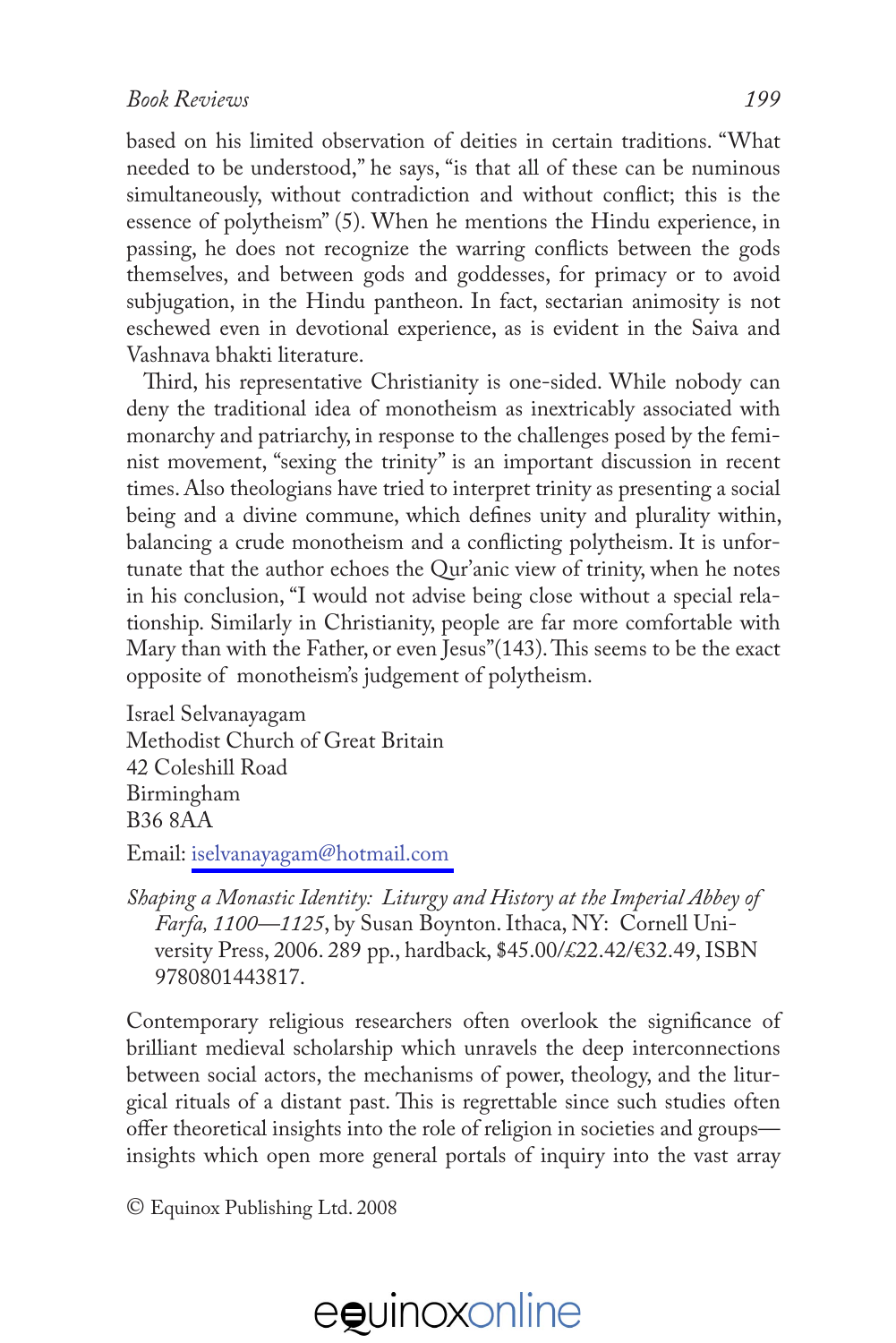based on his limited observation of deities in certain traditions. "What needed to be understood," he says, "is that all of these can be numinous simultaneously, without contradiction and without conflict; this is the essence of polytheism" (5). When he mentions the Hindu experience, in passing, he does not recognize the warring conflicts between the gods themselves, and between gods and goddesses, for primacy or to avoid subjugation, in the Hindu pantheon. In fact, sectarian animosity is not eschewed even in devotional experience, as is evident in the Saiva and Vashnava bhakti literature.

Third, his representative Christianity is one-sided. While nobody can deny the traditional idea of monotheism as inextricably associated with monarchy and patriarchy, in response to the challenges posed by the feminist movement, "sexing the trinity" is an important discussion in recent times. Also theologians have tried to interpret trinity as presenting a social being and a divine commune, which defines unity and plurality within, balancing a crude monotheism and a conflicting polytheism. It is unfortunate that the author echoes the Qur'anic view of trinity, when he notes in his conclusion, "I would not advise being close without a special relationship. Similarly in Christianity, people are far more comfortable with Mary than with the Father, or even Jesus"(143). This seems to be the exact opposite of monotheism's judgement of polytheism.

Israel Selvanayagam
Methodist Church of Great Britain
42 Coleshill Road
Birmingham
B36 8AA

Email: iselvanayagam@hotmail.com

*Shaping a Monastic Identity: Liturgy and History at the Imperial Abbey of Farfa, 1100—1125*, by Susan Boynton. Ithaca, NY: Cornell University Press, 2006. 289 pp., hardback, $45.00/£22.42/€32.49, ISBN 9780801443817.

Contemporary religious researchers often overlook the significance of brilliant medieval scholarship which unravels the deep interconnections between social actors, the mechanisms of power, theology, and the liturgical rituals of a distant past. This is regrettable since such studies often offer theoretical insights into the role of religion in societies and groups—insights which open more general portals of inquiry into the vast array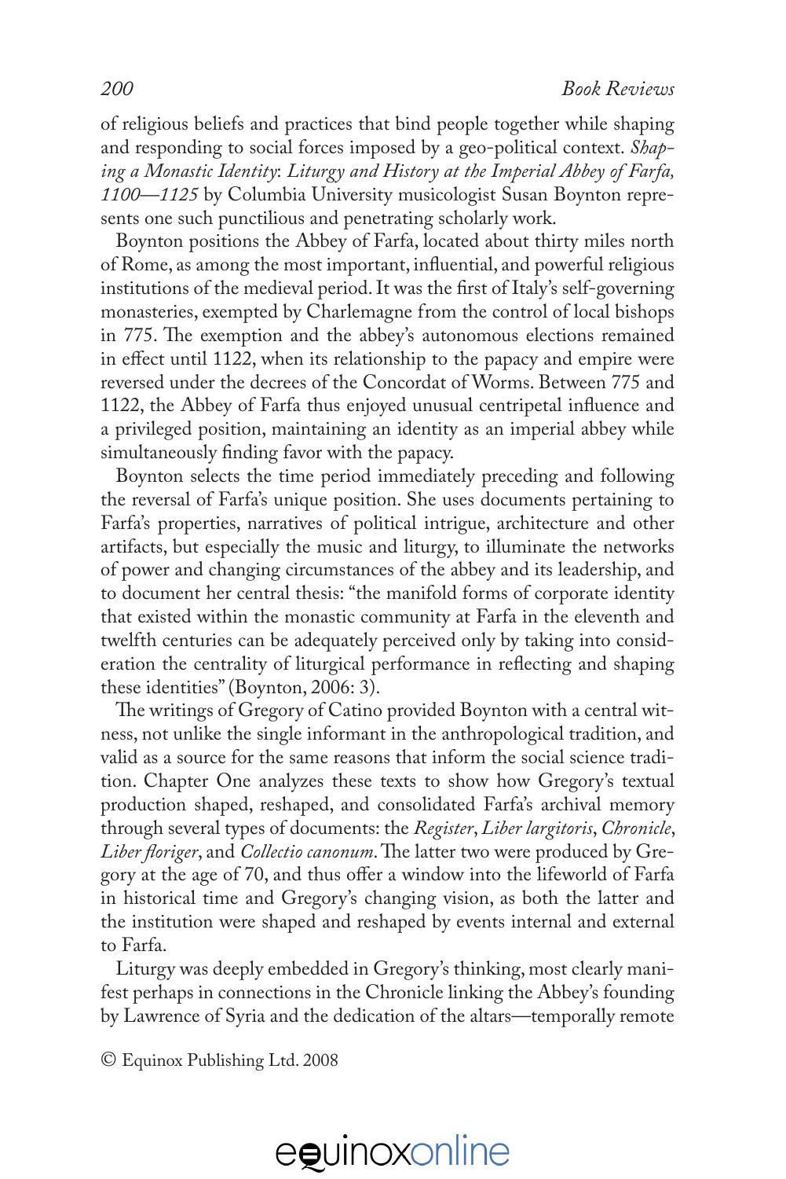of religious beliefs and practices that bind people together while shaping and responding to social forces imposed by a geo-political context. *Shaping a Monastic Identity*: *Liturgy and History at the Imperial Abbey of Farfa, 1100—1125* by Columbia University musicologist Susan Boynton represents one such punctilious and penetrating scholarly work.

Boynton positions the Abbey of Farfa, located about thirty miles north of Rome, as among the most important, influential, and powerful religious institutions of the medieval period. It was the first of Italy's self-governing monasteries, exempted by Charlemagne from the control of local bishops in 775. The exemption and the abbey's autonomous elections remained in effect until 1122, when its relationship to the papacy and empire were reversed under the decrees of the Concordat of Worms. Between 775 and 1122, the Abbey of Farfa thus enjoyed unusual centripetal influence and a privileged position, maintaining an identity as an imperial abbey while simultaneously finding favor with the papacy.

Boynton selects the time period immediately preceding and following the reversal of Farfa's unique position. She uses documents pertaining to Farfa's properties, narratives of political intrigue, architecture and other artifacts, but especially the music and liturgy, to illuminate the networks of power and changing circumstances of the abbey and its leadership, and to document her central thesis: "the manifold forms of corporate identity that existed within the monastic community at Farfa in the eleventh and twelfth centuries can be adequately perceived only by taking into consideration the centrality of liturgical performance in reflecting and shaping these identities" (Boynton, 2006: 3).

The writings of Gregory of Catino provided Boynton with a central witness, not unlike the single informant in the anthropological tradition, and valid as a source for the same reasons that inform the social science tradition. Chapter One analyzes these texts to show how Gregory's textual production shaped, reshaped, and consolidated Farfa's archival memory through several types of documents: the *Register*, *Liber largitoris*, *Chronicle*, *Liber floriger*, and *Collectio canonum*. The latter two were produced by Gregory at the age of 70, and thus offer a window into the lifeworld of Farfa in historical time and Gregory's changing vision, as both the latter and the institution were shaped and reshaped by events internal and external to Farfa.

Liturgy was deeply embedded in Gregory's thinking, most clearly manifest perhaps in connections in the Chronicle linking the Abbey's founding by Lawrence of Syria and the dedication of the altars—temporally remote

© Equinox Publishing Ltd. 2008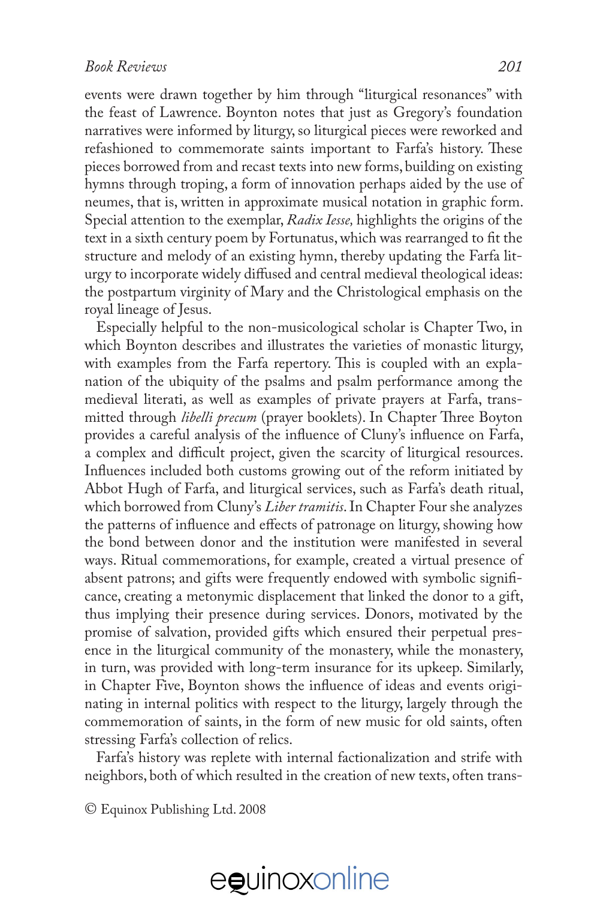events were drawn together by him through "liturgical resonances" with the feast of Lawrence. Boynton notes that just as Gregory's foundation narratives were informed by liturgy, so liturgical pieces were reworked and refashioned to commemorate saints important to Farfa's history. These pieces borrowed from and recast texts into new forms, building on existing hymns through troping, a form of innovation perhaps aided by the use of neumes, that is, written in approximate musical notation in graphic form. Special attention to the exemplar, *Radix Iesse,* highlights the origins of the text in a sixth century poem by Fortunatus, which was rearranged to fit the structure and melody of an existing hymn, thereby updating the Farfa liturgy to incorporate widely diffused and central medieval theological ideas: the postpartum virginity of Mary and the Christological emphasis on the royal lineage of Jesus.

Especially helpful to the non-musicological scholar is Chapter Two, in which Boynton describes and illustrates the varieties of monastic liturgy, with examples from the Farfa repertory. This is coupled with an explanation of the ubiquity of the psalms and psalm performance among the medieval literati, as well as examples of private prayers at Farfa, transmitted through *libelli precum* (prayer booklets). In Chapter Three Boyton provides a careful analysis of the influence of Cluny's influence on Farfa, a complex and difficult project, given the scarcity of liturgical resources. Influences included both customs growing out of the reform initiated by Abbot Hugh of Farfa, and liturgical services, such as Farfa's death ritual, which borrowed from Cluny's *Liber tramitis*. In Chapter Four she analyzes the patterns of influence and effects of patronage on liturgy, showing how the bond between donor and the institution were manifested in several ways. Ritual commemorations, for example, created a virtual presence of absent patrons; and gifts were frequently endowed with symbolic significance, creating a metonymic displacement that linked the donor to a gift, thus implying their presence during services. Donors, motivated by the promise of salvation, provided gifts which ensured their perpetual presence in the liturgical community of the monastery, while the monastery, in turn, was provided with long-term insurance for its upkeep. Similarly, in Chapter Five, Boynton shows the influence of ideas and events originating in internal politics with respect to the liturgy, largely through the commemoration of saints, in the form of new music for old saints, often stressing Farfa's collection of relics.

Farfa's history was replete with internal factionalization and strife with neighbors, both of which resulted in the creation of new texts, often trans-

© Equinox Publishing Ltd. 2008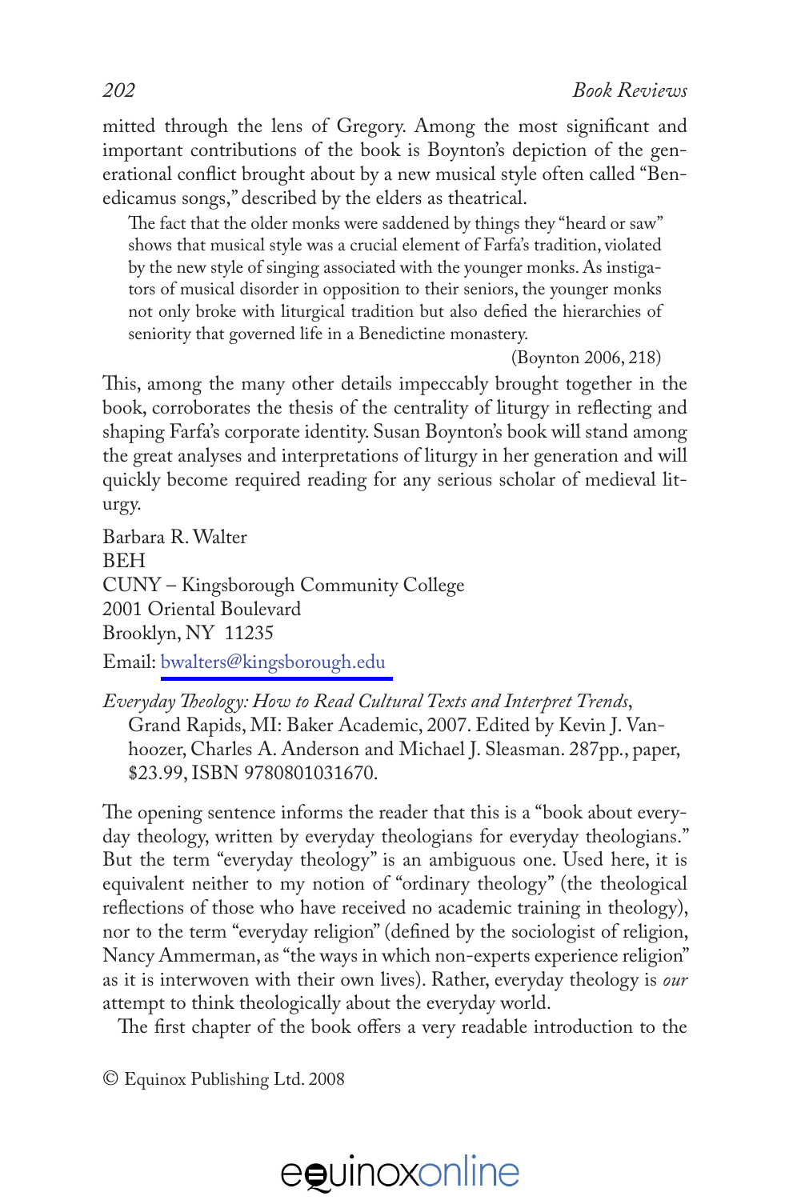mitted through the lens of Gregory. Among the most significant and important contributions of the book is Boynton's depiction of the generational conflict brought about by a new musical style often called "Benedicamus songs," described by the elders as theatrical.

> The fact that the older monks were saddened by things they "heard or saw" shows that musical style was a crucial element of Farfa's tradition, violated by the new style of singing associated with the younger monks. As instigators of musical disorder in opposition to their seniors, the younger monks not only broke with liturgical tradition but also defied the hierarchies of seniority that governed life in a Benedictine monastery.
>
> (Boynton 2006, 218)

This, among the many other details impeccably brought together in the book, corroborates the thesis of the centrality of liturgy in reflecting and shaping Farfa's corporate identity. Susan Boynton's book will stand among the great analyses and interpretations of liturgy in her generation and will quickly become required reading for any serious scholar of medieval liturgy.

Barbara R. Walter
BEH
CUNY – Kingsborough Community College
2001 Oriental Boulevard
Brooklyn, NY 11235
Email: bwalters@kingsborough.edu

*Everyday Theology: How to Read Cultural Texts and Interpret Trends*, Grand Rapids, MI: Baker Academic, 2007. Edited by Kevin J. Vanhoozer, Charles A. Anderson and Michael J. Sleasman. 287pp., paper, $23.99, ISBN 9780801031670.

The opening sentence informs the reader that this is a "book about everyday theology, written by everyday theologians for everyday theologians." But the term "everyday theology" is an ambiguous one. Used here, it is equivalent neither to my notion of "ordinary theology" (the theological reflections of those who have received no academic training in theology), nor to the term "everyday religion" (defined by the sociologist of religion, Nancy Ammerman, as "the ways in which non-experts experience religion" as it is interwoven with their own lives). Rather, everyday theology is *our* attempt to think theologically about the everyday world.

The first chapter of the book offers a very readable introduction to the

© Equinox Publishing Ltd. 2008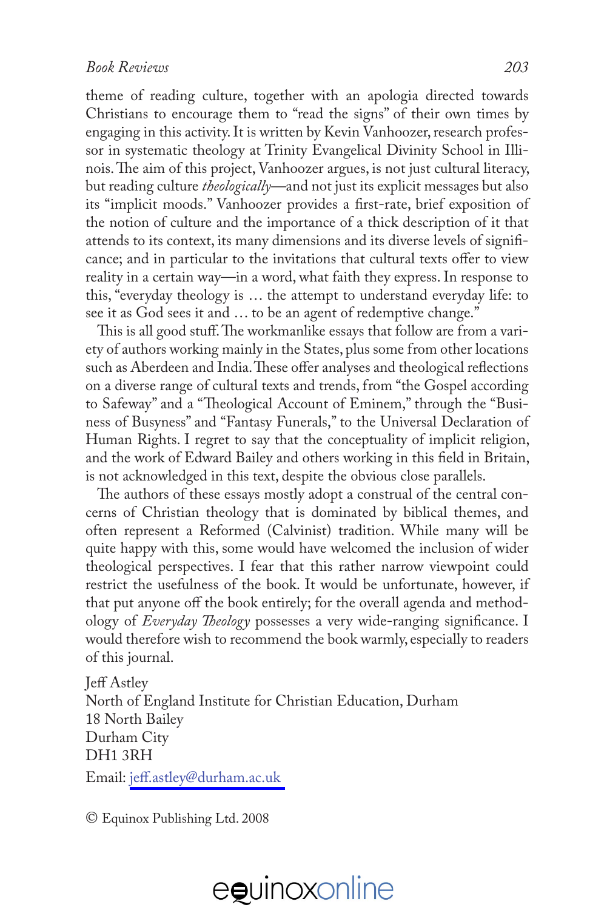theme of reading culture, together with an apologia directed towards Christians to encourage them to "read the signs" of their own times by engaging in this activity. It is written by Kevin Vanhoozer, research professor in systematic theology at Trinity Evangelical Divinity School in Illinois. The aim of this project, Vanhoozer argues, is not just cultural literacy, but reading culture *theologically*—and not just its explicit messages but also its "implicit moods." Vanhoozer provides a first-rate, brief exposition of the notion of culture and the importance of a thick description of it that attends to its context, its many dimensions and its diverse levels of significance; and in particular to the invitations that cultural texts offer to view reality in a certain way—in a word, what faith they express. In response to this, "everyday theology is … the attempt to understand everyday life: to see it as God sees it and … to be an agent of redemptive change."

This is all good stuff. The workmanlike essays that follow are from a variety of authors working mainly in the States, plus some from other locations such as Aberdeen and India. These offer analyses and theological reflections on a diverse range of cultural texts and trends, from "the Gospel according to Safeway" and a "Theological Account of Eminem," through the "Business of Busyness" and "Fantasy Funerals," to the Universal Declaration of Human Rights. I regret to say that the conceptuality of implicit religion, and the work of Edward Bailey and others working in this field in Britain, is not acknowledged in this text, despite the obvious close parallels.

The authors of these essays mostly adopt a construal of the central concerns of Christian theology that is dominated by biblical themes, and often represent a Reformed (Calvinist) tradition. While many will be quite happy with this, some would have welcomed the inclusion of wider theological perspectives. I fear that this rather narrow viewpoint could restrict the usefulness of the book. It would be unfortunate, however, if that put anyone off the book entirely; for the overall agenda and methodology of *Everyday Theology* possesses a very wide-ranging significance. I would therefore wish to recommend the book warmly, especially to readers of this journal.

Jeff Astley
North of England Institute for Christian Education, Durham
18 North Bailey
Durham City
DH1 3RH
Email: jeff.astley@durham.ac.uk

© Equinox Publishing Ltd. 2008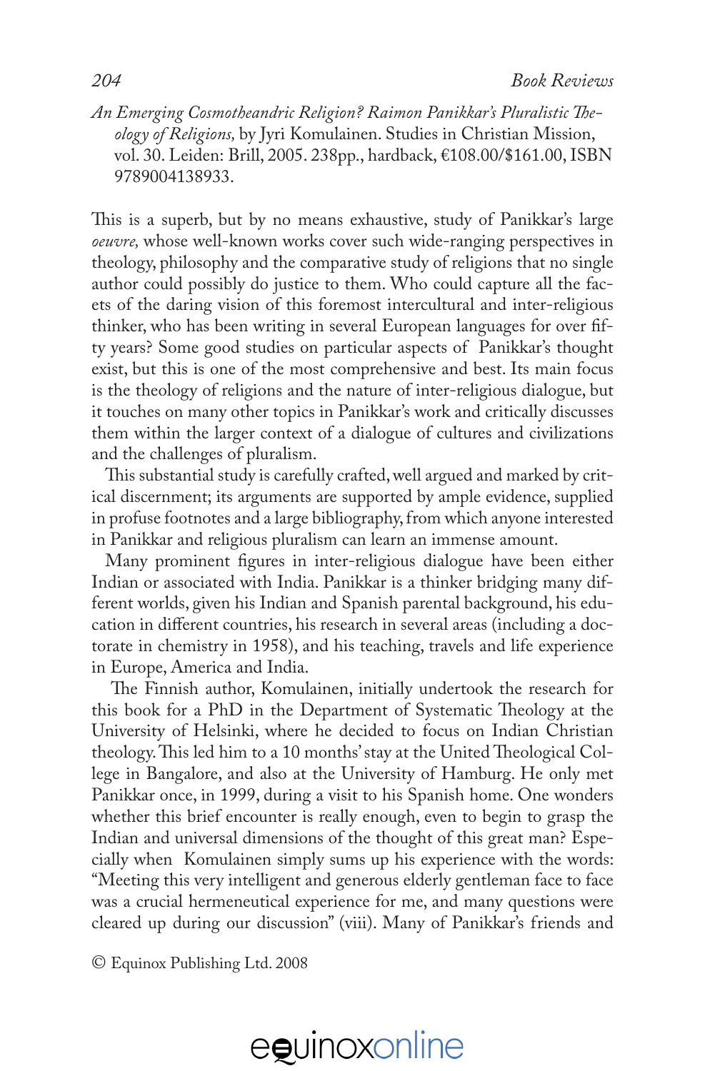*An Emerging Cosmotheandric Religion? Raimon Panikkar's Pluralistic Theology of Religions,* by Jyri Komulainen. Studies in Christian Mission, vol. 30. Leiden: Brill, 2005. 238pp., hardback, €108.00/$161.00, ISBN 9789004138933.

This is a superb, but by no means exhaustive, study of Panikkar's large *oeuvre,* whose well-known works cover such wide-ranging perspectives in theology, philosophy and the comparative study of religions that no single author could possibly do justice to them. Who could capture all the facets of the daring vision of this foremost intercultural and inter-religious thinker, who has been writing in several European languages for over fifty years? Some good studies on particular aspects of Panikkar's thought exist, but this is one of the most comprehensive and best. Its main focus is the theology of religions and the nature of inter-religious dialogue, but it touches on many other topics in Panikkar's work and critically discusses them within the larger context of a dialogue of cultures and civilizations and the challenges of pluralism.

This substantial study is carefully crafted, well argued and marked by critical discernment; its arguments are supported by ample evidence, supplied in profuse footnotes and a large bibliography, from which anyone interested in Panikkar and religious pluralism can learn an immense amount.

Many prominent figures in inter-religious dialogue have been either Indian or associated with India. Panikkar is a thinker bridging many different worlds, given his Indian and Spanish parental background, his education in different countries, his research in several areas (including a doctorate in chemistry in 1958), and his teaching, travels and life experience in Europe, America and India.

The Finnish author, Komulainen, initially undertook the research for this book for a PhD in the Department of Systematic Theology at the University of Helsinki, where he decided to focus on Indian Christian theology. This led him to a 10 months' stay at the United Theological College in Bangalore, and also at the University of Hamburg. He only met Panikkar once, in 1999, during a visit to his Spanish home. One wonders whether this brief encounter is really enough, even to begin to grasp the Indian and universal dimensions of the thought of this great man? Especially when Komulainen simply sums up his experience with the words: "Meeting this very intelligent and generous elderly gentleman face to face was a crucial hermeneutical experience for me, and many questions were cleared up during our discussion" (viii). Many of Panikkar's friends and

© Equinox Publishing Ltd. 2008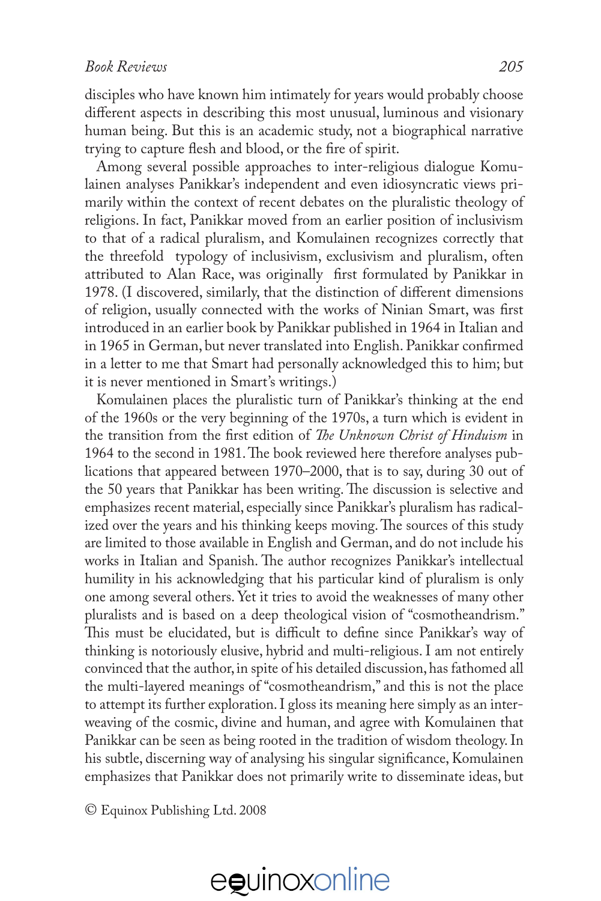disciples who have known him intimately for years would probably choose different aspects in describing this most unusual, luminous and visionary human being. But this is an academic study, not a biographical narrative trying to capture flesh and blood, or the fire of spirit.

Among several possible approaches to inter-religious dialogue Komulainen analyses Panikkar's independent and even idiosyncratic views primarily within the context of recent debates on the pluralistic theology of religions. In fact, Panikkar moved from an earlier position of inclusivism to that of a radical pluralism, and Komulainen recognizes correctly that the threefold typology of inclusivism, exclusivism and pluralism, often attributed to Alan Race, was originally first formulated by Panikkar in 1978. (I discovered, similarly, that the distinction of different dimensions of religion, usually connected with the works of Ninian Smart, was first introduced in an earlier book by Panikkar published in 1964 in Italian and in 1965 in German, but never translated into English. Panikkar confirmed in a letter to me that Smart had personally acknowledged this to him; but it is never mentioned in Smart's writings.)

Komulainen places the pluralistic turn of Panikkar's thinking at the end of the 1960s or the very beginning of the 1970s, a turn which is evident in the transition from the first edition of *The Unknown Christ of Hinduism* in 1964 to the second in 1981. The book reviewed here therefore analyses publications that appeared between 1970–2000, that is to say, during 30 out of the 50 years that Panikkar has been writing. The discussion is selective and emphasizes recent material, especially since Panikkar's pluralism has radicalized over the years and his thinking keeps moving. The sources of this study are limited to those available in English and German, and do not include his works in Italian and Spanish. The author recognizes Panikkar's intellectual humility in his acknowledging that his particular kind of pluralism is only one among several others. Yet it tries to avoid the weaknesses of many other pluralists and is based on a deep theological vision of "cosmotheandrism." This must be elucidated, but is difficult to define since Panikkar's way of thinking is notoriously elusive, hybrid and multi-religious. I am not entirely convinced that the author, in spite of his detailed discussion, has fathomed all the multi-layered meanings of "cosmotheandrism," and this is not the place to attempt its further exploration. I gloss its meaning here simply as an interweaving of the cosmic, divine and human, and agree with Komulainen that Panikkar can be seen as being rooted in the tradition of wisdom theology. In his subtle, discerning way of analysing his singular significance, Komulainen emphasizes that Panikkar does not primarily write to disseminate ideas, but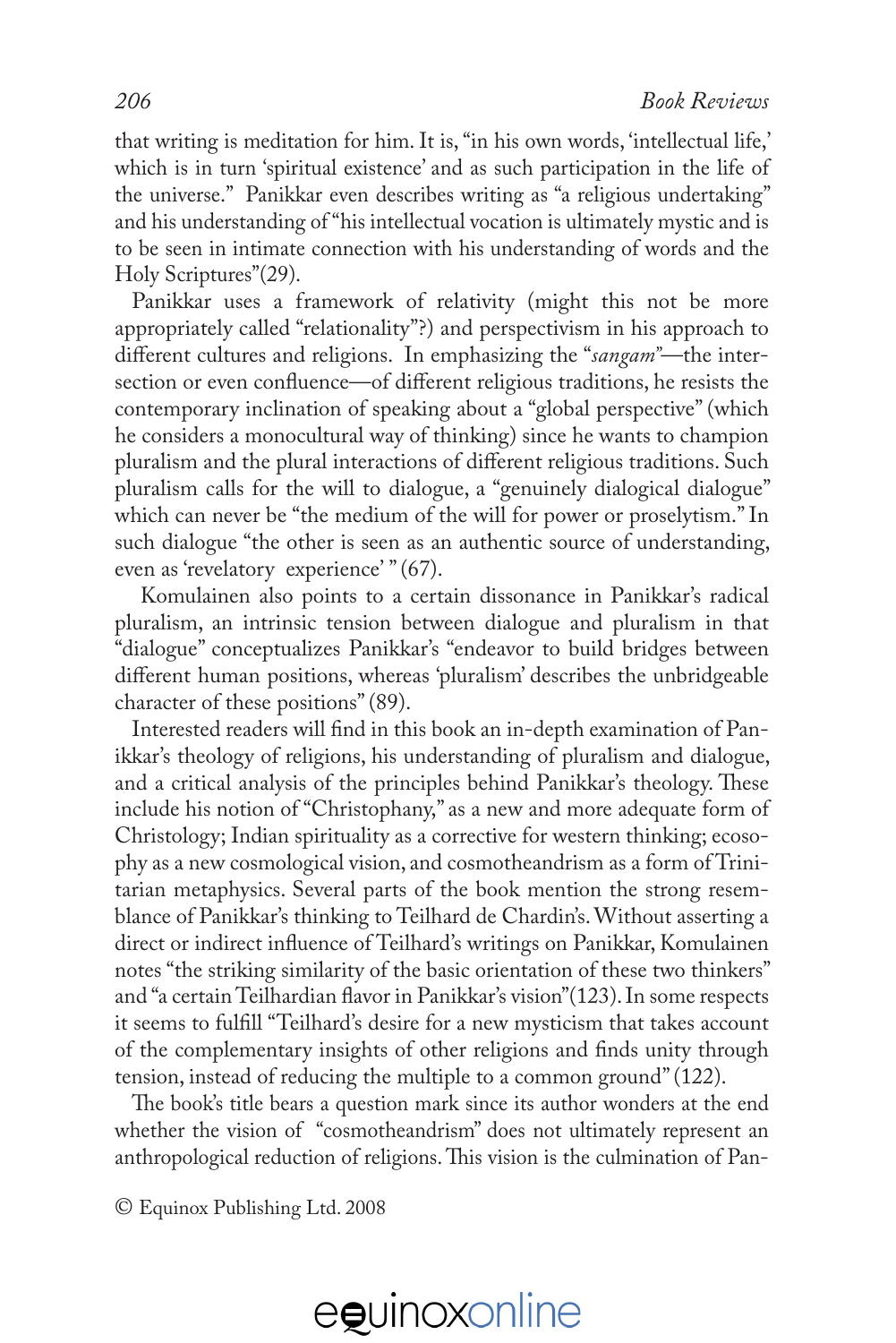that writing is meditation for him. It is, "in his own words, 'intellectual life,' which is in turn 'spiritual existence' and as such participation in the life of the universe." Panikkar even describes writing as "a religious undertaking" and his understanding of "his intellectual vocation is ultimately mystic and is to be seen in intimate connection with his understanding of words and the Holy Scriptures"(29).

Panikkar uses a framework of relativity (might this not be more appropriately called "relationality"?) and perspectivism in his approach to different cultures and religions. In emphasizing the "*sangam*"—the intersection or even confluence—of different religious traditions, he resists the contemporary inclination of speaking about a "global perspective" (which he considers a monocultural way of thinking) since he wants to champion pluralism and the plural interactions of different religious traditions. Such pluralism calls for the will to dialogue, a "genuinely dialogical dialogue" which can never be "the medium of the will for power or proselytism." In such dialogue "the other is seen as an authentic source of understanding, even as 'revelatory experience' " (67).

Komulainen also points to a certain dissonance in Panikkar's radical pluralism, an intrinsic tension between dialogue and pluralism in that "dialogue" conceptualizes Panikkar's "endeavor to build bridges between different human positions, whereas 'pluralism' describes the unbridgeable character of these positions" (89).

Interested readers will find in this book an in-depth examination of Panikkar's theology of religions, his understanding of pluralism and dialogue, and a critical analysis of the principles behind Panikkar's theology. These include his notion of "Christophany," as a new and more adequate form of Christology; Indian spirituality as a corrective for western thinking; ecosophy as a new cosmological vision, and cosmotheandrism as a form of Trinitarian metaphysics. Several parts of the book mention the strong resemblance of Panikkar's thinking to Teilhard de Chardin's. Without asserting a direct or indirect influence of Teilhard's writings on Panikkar, Komulainen notes "the striking similarity of the basic orientation of these two thinkers" and "a certain Teilhardian flavor in Panikkar's vision"(123). In some respects it seems to fulfill "Teilhard's desire for a new mysticism that takes account of the complementary insights of other religions and finds unity through tension, instead of reducing the multiple to a common ground" (122).

The book's title bears a question mark since its author wonders at the end whether the vision of "cosmotheandrism" does not ultimately represent an anthropological reduction of religions. This vision is the culmination of Pan-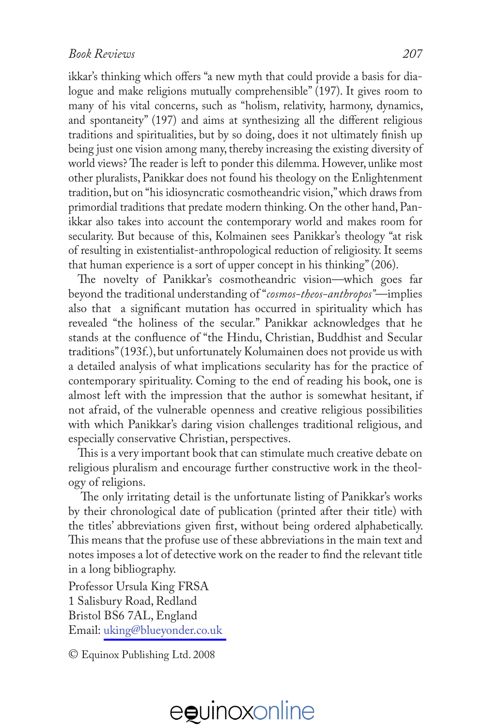ikkar's thinking which offers "a new myth that could provide a basis for dialogue and make religions mutually comprehensible" (197). It gives room to many of his vital concerns, such as "holism, relativity, harmony, dynamics, and spontaneity" (197) and aims at synthesizing all the different religious traditions and spiritualities, but by so doing, does it not ultimately finish up being just one vision among many, thereby increasing the existing diversity of world views? The reader is left to ponder this dilemma. However, unlike most other pluralists, Panikkar does not found his theology on the Enlightenment tradition, but on "his idiosyncratic cosmotheandric vision," which draws from primordial traditions that predate modern thinking. On the other hand, Panikkar also takes into account the contemporary world and makes room for secularity. But because of this, Kolmainen sees Panikkar's theology "at risk of resulting in existentialist-anthropological reduction of religiosity. It seems that human experience is a sort of upper concept in his thinking" (206).

The novelty of Panikkar's cosmotheandric vision—which goes far beyond the traditional understanding of "*cosmos-theos-anthropos*"—implies also that a significant mutation has occurred in spirituality which has revealed "the holiness of the secular." Panikkar acknowledges that he stands at the confluence of "the Hindu, Christian, Buddhist and Secular traditions" (193f.), but unfortunately Kolumainen does not provide us with a detailed analysis of what implications secularity has for the practice of contemporary spirituality. Coming to the end of reading his book, one is almost left with the impression that the author is somewhat hesitant, if not afraid, of the vulnerable openness and creative religious possibilities with which Panikkar's daring vision challenges traditional religious, and especially conservative Christian, perspectives.

This is a very important book that can stimulate much creative debate on religious pluralism and encourage further constructive work in the theology of religions.

The only irritating detail is the unfortunate listing of Panikkar's works by their chronological date of publication (printed after their title) with the titles' abbreviations given first, without being ordered alphabetically. This means that the profuse use of these abbreviations in the main text and notes imposes a lot of detective work on the reader to find the relevant title in a long bibliography.

Professor Ursula King FRSA
1 Salisbury Road, Redland
Bristol BS6 7AL, England
Email: uking@blueyonder.co.uk

© Equinox Publishing Ltd. 2008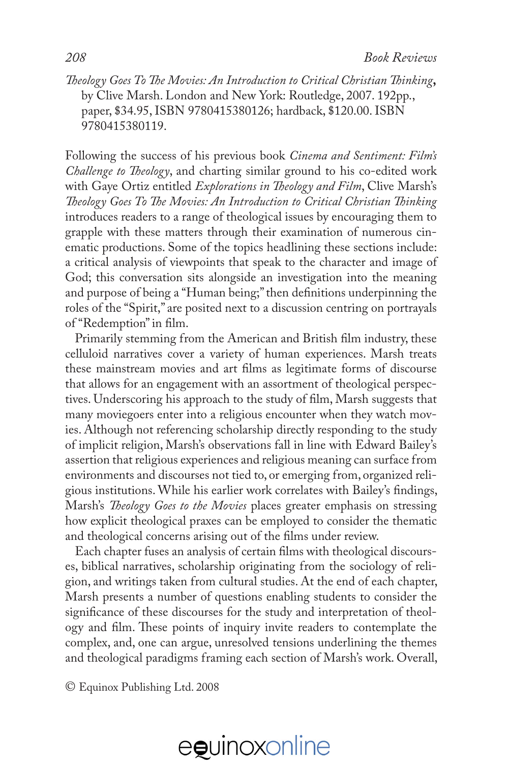*Theology Goes To The Movies: An Introduction to Critical Christian Thinking*, by Clive Marsh. London and New York: Routledge, 2007. 192pp., paper, $34.95, ISBN 9780415380126; hardback, $120.00. ISBN 9780415380119.

Following the success of his previous book *Cinema and Sentiment: Film's Challenge to Theology*, and charting similar ground to his co-edited work with Gaye Ortiz entitled *Explorations in Theology and Film*, Clive Marsh's *Theology Goes To The Movies: An Introduction to Critical Christian Thinking* introduces readers to a range of theological issues by encouraging them to grapple with these matters through their examination of numerous cinematic productions. Some of the topics headlining these sections include: a critical analysis of viewpoints that speak to the character and image of God; this conversation sits alongside an investigation into the meaning and purpose of being a "Human being;" then definitions underpinning the roles of the "Spirit," are posited next to a discussion centring on portrayals of "Redemption" in film.

Primarily stemming from the American and British film industry, these celluloid narratives cover a variety of human experiences. Marsh treats these mainstream movies and art films as legitimate forms of discourse that allows for an engagement with an assortment of theological perspectives. Underscoring his approach to the study of film, Marsh suggests that many moviegoers enter into a religious encounter when they watch movies. Although not referencing scholarship directly responding to the study of implicit religion, Marsh's observations fall in line with Edward Bailey's assertion that religious experiences and religious meaning can surface from environments and discourses not tied to, or emerging from, organized religious institutions. While his earlier work correlates with Bailey's findings, Marsh's *Theology Goes to the Movies* places greater emphasis on stressing how explicit theological praxes can be employed to consider the thematic and theological concerns arising out of the films under review.

Each chapter fuses an analysis of certain films with theological discourses, biblical narratives, scholarship originating from the sociology of religion, and writings taken from cultural studies. At the end of each chapter, Marsh presents a number of questions enabling students to consider the significance of these discourses for the study and interpretation of theology and film. These points of inquiry invite readers to contemplate the complex, and, one can argue, unresolved tensions underlining the themes and theological paradigms framing each section of Marsh's work. Overall,

© Equinox Publishing Ltd. 2008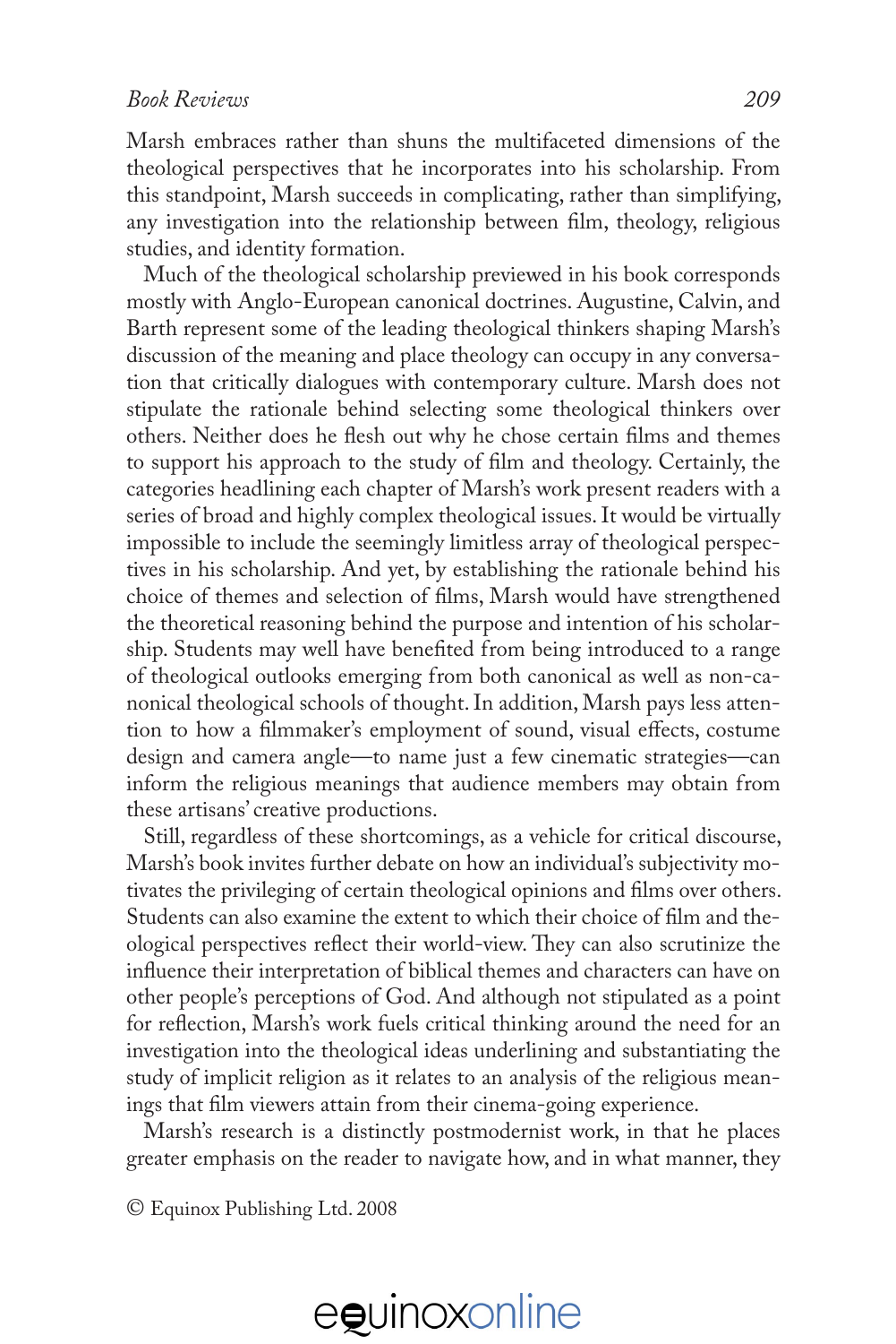Marsh embraces rather than shuns the multifaceted dimensions of the theological perspectives that he incorporates into his scholarship. From this standpoint, Marsh succeeds in complicating, rather than simplifying, any investigation into the relationship between film, theology, religious studies, and identity formation.

Much of the theological scholarship previewed in his book corresponds mostly with Anglo-European canonical doctrines. Augustine, Calvin, and Barth represent some of the leading theological thinkers shaping Marsh's discussion of the meaning and place theology can occupy in any conversation that critically dialogues with contemporary culture. Marsh does not stipulate the rationale behind selecting some theological thinkers over others. Neither does he flesh out why he chose certain films and themes to support his approach to the study of film and theology. Certainly, the categories headlining each chapter of Marsh's work present readers with a series of broad and highly complex theological issues. It would be virtually impossible to include the seemingly limitless array of theological perspectives in his scholarship. And yet, by establishing the rationale behind his choice of themes and selection of films, Marsh would have strengthened the theoretical reasoning behind the purpose and intention of his scholarship. Students may well have benefited from being introduced to a range of theological outlooks emerging from both canonical as well as non-canonical theological schools of thought. In addition, Marsh pays less attention to how a filmmaker's employment of sound, visual effects, costume design and camera angle—to name just a few cinematic strategies—can inform the religious meanings that audience members may obtain from these artisans' creative productions.

Still, regardless of these shortcomings, as a vehicle for critical discourse, Marsh's book invites further debate on how an individual's subjectivity motivates the privileging of certain theological opinions and films over others. Students can also examine the extent to which their choice of film and theological perspectives reflect their world-view. They can also scrutinize the influence their interpretation of biblical themes and characters can have on other people's perceptions of God. And although not stipulated as a point for reflection, Marsh's work fuels critical thinking around the need for an investigation into the theological ideas underlining and substantiating the study of implicit religion as it relates to an analysis of the religious meanings that film viewers attain from their cinema-going experience.

Marsh's research is a distinctly postmodernist work, in that he places greater emphasis on the reader to navigate how, and in what manner, they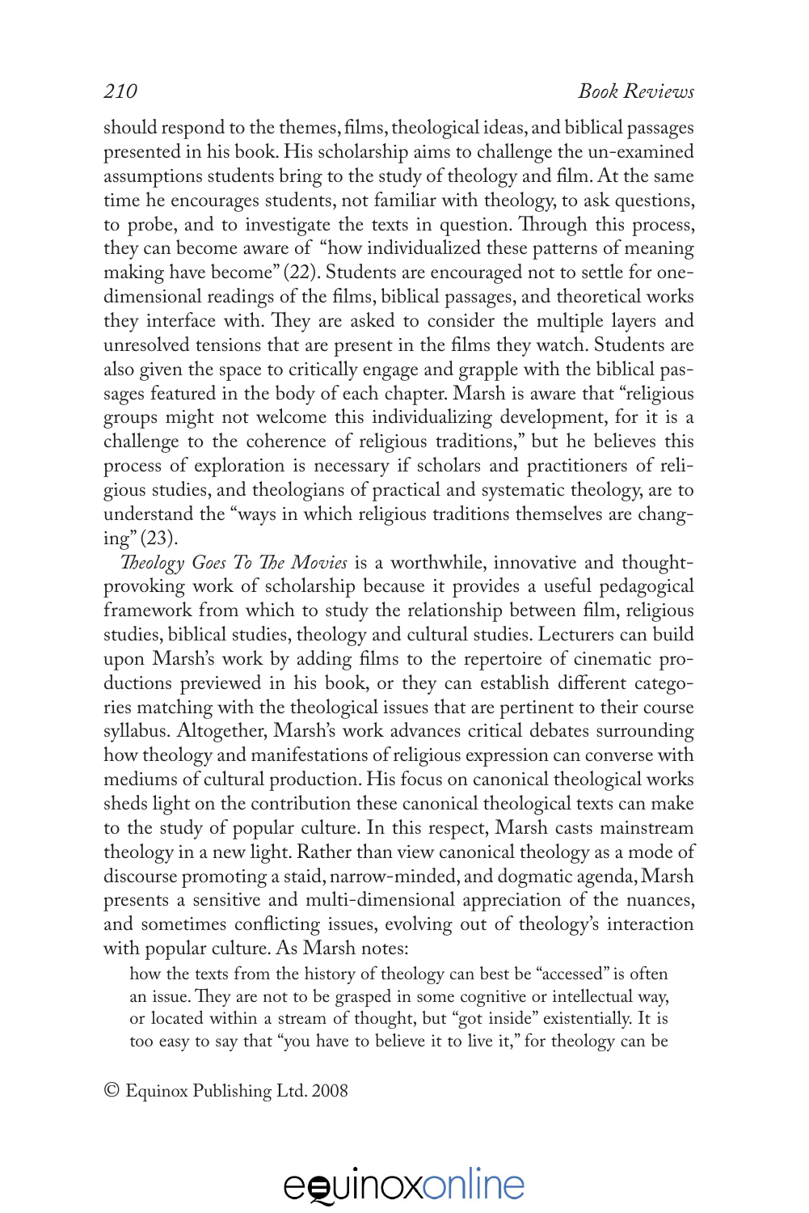should respond to the themes, films, theological ideas, and biblical passages presented in his book. His scholarship aims to challenge the un-examined assumptions students bring to the study of theology and film. At the same time he encourages students, not familiar with theology, to ask questions, to probe, and to investigate the texts in question. Through this process, they can become aware of "how individualized these patterns of meaning making have become" (22). Students are encouraged not to settle for one-dimensional readings of the films, biblical passages, and theoretical works they interface with. They are asked to consider the multiple layers and unresolved tensions that are present in the films they watch. Students are also given the space to critically engage and grapple with the biblical passages featured in the body of each chapter. Marsh is aware that "religious groups might not welcome this individualizing development, for it is a challenge to the coherence of religious traditions," but he believes this process of exploration is necessary if scholars and practitioners of religious studies, and theologians of practical and systematic theology, are to understand the "ways in which religious traditions themselves are changing" (23).

*Theology Goes To The Movies* is a worthwhile, innovative and thought-provoking work of scholarship because it provides a useful pedagogical framework from which to study the relationship between film, religious studies, biblical studies, theology and cultural studies. Lecturers can build upon Marsh's work by adding films to the repertoire of cinematic productions previewed in his book, or they can establish different categories matching with the theological issues that are pertinent to their course syllabus. Altogether, Marsh's work advances critical debates surrounding how theology and manifestations of religious expression can converse with mediums of cultural production. His focus on canonical theological works sheds light on the contribution these canonical theological texts can make to the study of popular culture. In this respect, Marsh casts mainstream theology in a new light. Rather than view canonical theology as a mode of discourse promoting a staid, narrow-minded, and dogmatic agenda, Marsh presents a sensitive and multi-dimensional appreciation of the nuances, and sometimes conflicting issues, evolving out of theology's interaction with popular culture. As Marsh notes:

> how the texts from the history of theology can best be "accessed" is often an issue. They are not to be grasped in some cognitive or intellectual way, or located within a stream of thought, but "got inside" existentially. It is too easy to say that "you have to believe it to live it," for theology can be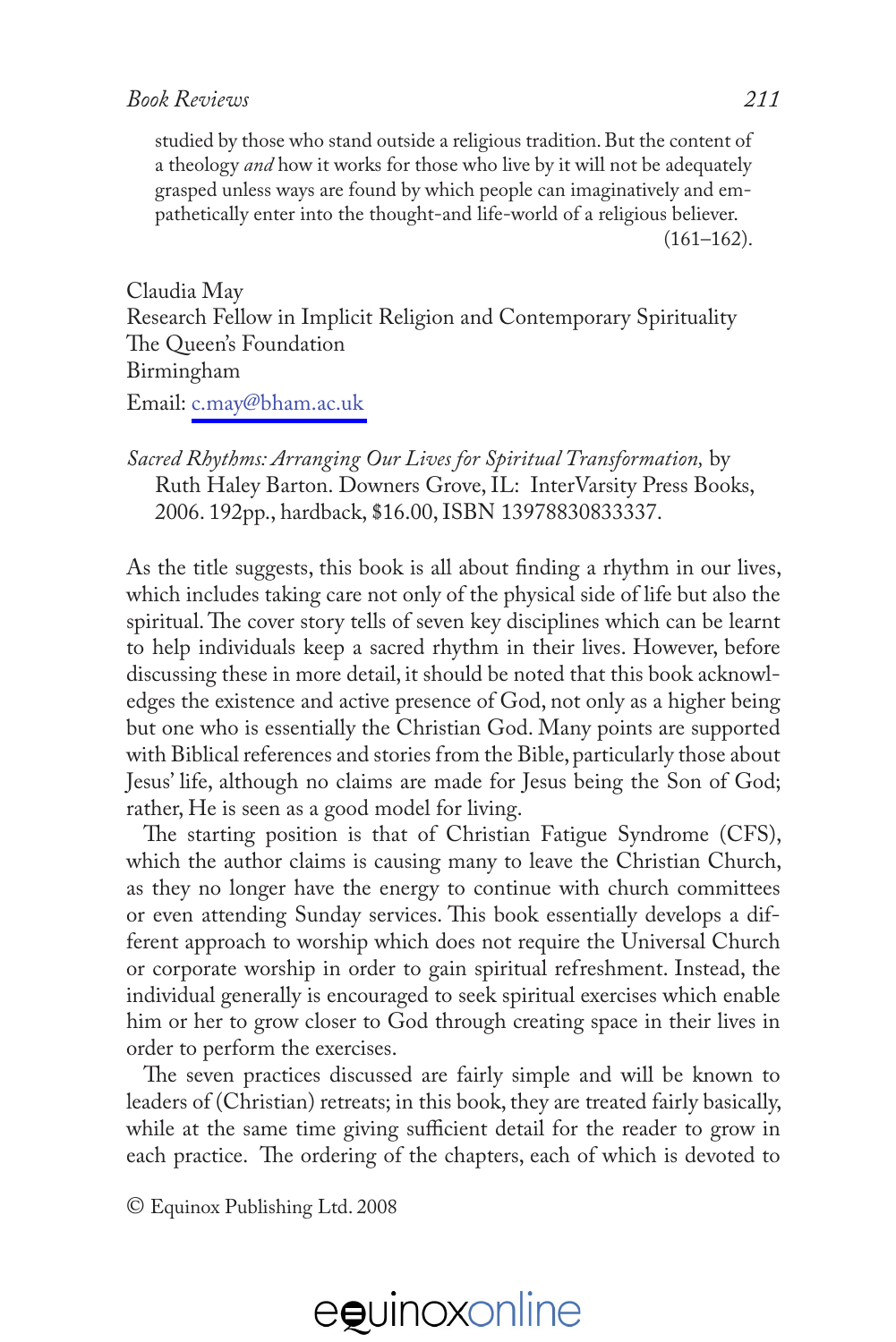> studied by those who stand outside a religious tradition. But the content of a theology *and* how it works for those who live by it will not be adequately grasped unless ways are found by which people can imaginatively and empathetically enter into the thought-and life-world of a religious believer. (161–162).

Claudia May
Research Fellow in Implicit Religion and Contemporary Spirituality
The Queen's Foundation
Birmingham
Email: c.may@bham.ac.uk

*Sacred Rhythms: Arranging Our Lives for Spiritual Transformation,* by Ruth Haley Barton. Downers Grove, IL: InterVarsity Press Books, 2006. 192pp., hardback, $16.00, ISBN 13978830833337.

As the title suggests, this book is all about finding a rhythm in our lives, which includes taking care not only of the physical side of life but also the spiritual. The cover story tells of seven key disciplines which can be learnt to help individuals keep a sacred rhythm in their lives. However, before discussing these in more detail, it should be noted that this book acknowledges the existence and active presence of God, not only as a higher being but one who is essentially the Christian God. Many points are supported with Biblical references and stories from the Bible, particularly those about Jesus' life, although no claims are made for Jesus being the Son of God; rather, He is seen as a good model for living.

The starting position is that of Christian Fatigue Syndrome (CFS), which the author claims is causing many to leave the Christian Church, as they no longer have the energy to continue with church committees or even attending Sunday services. This book essentially develops a different approach to worship which does not require the Universal Church or corporate worship in order to gain spiritual refreshment. Instead, the individual generally is encouraged to seek spiritual exercises which enable him or her to grow closer to God through creating space in their lives in order to perform the exercises.

The seven practices discussed are fairly simple and will be known to leaders of (Christian) retreats; in this book, they are treated fairly basically, while at the same time giving sufficient detail for the reader to grow in each practice. The ordering of the chapters, each of which is devoted to

© Equinox Publishing Ltd. 2008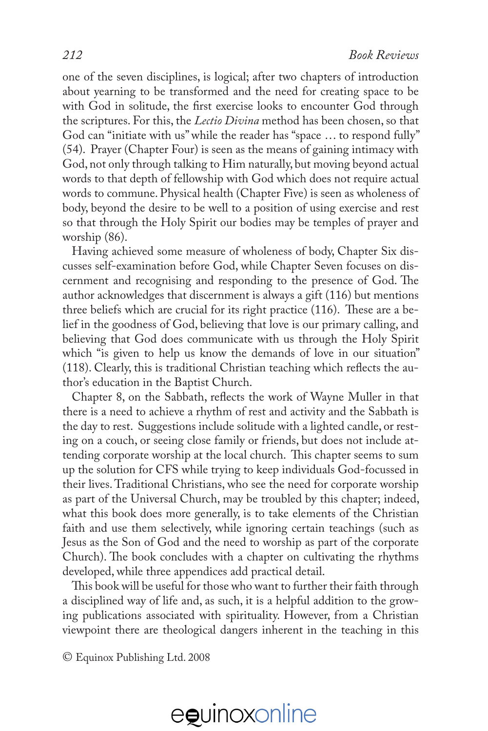one of the seven disciplines, is logical; after two chapters of introduction about yearning to be transformed and the need for creating space to be with God in solitude, the first exercise looks to encounter God through the scriptures. For this, the *Lectio Divina* method has been chosen, so that God can "initiate with us" while the reader has "space … to respond fully" (54). Prayer (Chapter Four) is seen as the means of gaining intimacy with God, not only through talking to Him naturally, but moving beyond actual words to that depth of fellowship with God which does not require actual words to commune. Physical health (Chapter Five) is seen as wholeness of body, beyond the desire to be well to a position of using exercise and rest so that through the Holy Spirit our bodies may be temples of prayer and worship (86).

Having achieved some measure of wholeness of body, Chapter Six discusses self-examination before God, while Chapter Seven focuses on discernment and recognising and responding to the presence of God. The author acknowledges that discernment is always a gift (116) but mentions three beliefs which are crucial for its right practice (116). These are a belief in the goodness of God, believing that love is our primary calling, and believing that God does communicate with us through the Holy Spirit which "is given to help us know the demands of love in our situation" (118). Clearly, this is traditional Christian teaching which reflects the author's education in the Baptist Church.

Chapter 8, on the Sabbath, reflects the work of Wayne Muller in that there is a need to achieve a rhythm of rest and activity and the Sabbath is the day to rest. Suggestions include solitude with a lighted candle, or resting on a couch, or seeing close family or friends, but does not include attending corporate worship at the local church. This chapter seems to sum up the solution for CFS while trying to keep individuals God-focussed in their lives. Traditional Christians, who see the need for corporate worship as part of the Universal Church, may be troubled by this chapter; indeed, what this book does more generally, is to take elements of the Christian faith and use them selectively, while ignoring certain teachings (such as Jesus as the Son of God and the need to worship as part of the corporate Church). The book concludes with a chapter on cultivating the rhythms developed, while three appendices add practical detail.

This book will be useful for those who want to further their faith through a disciplined way of life and, as such, it is a helpful addition to the growing publications associated with spirituality. However, from a Christian viewpoint there are theological dangers inherent in the teaching in this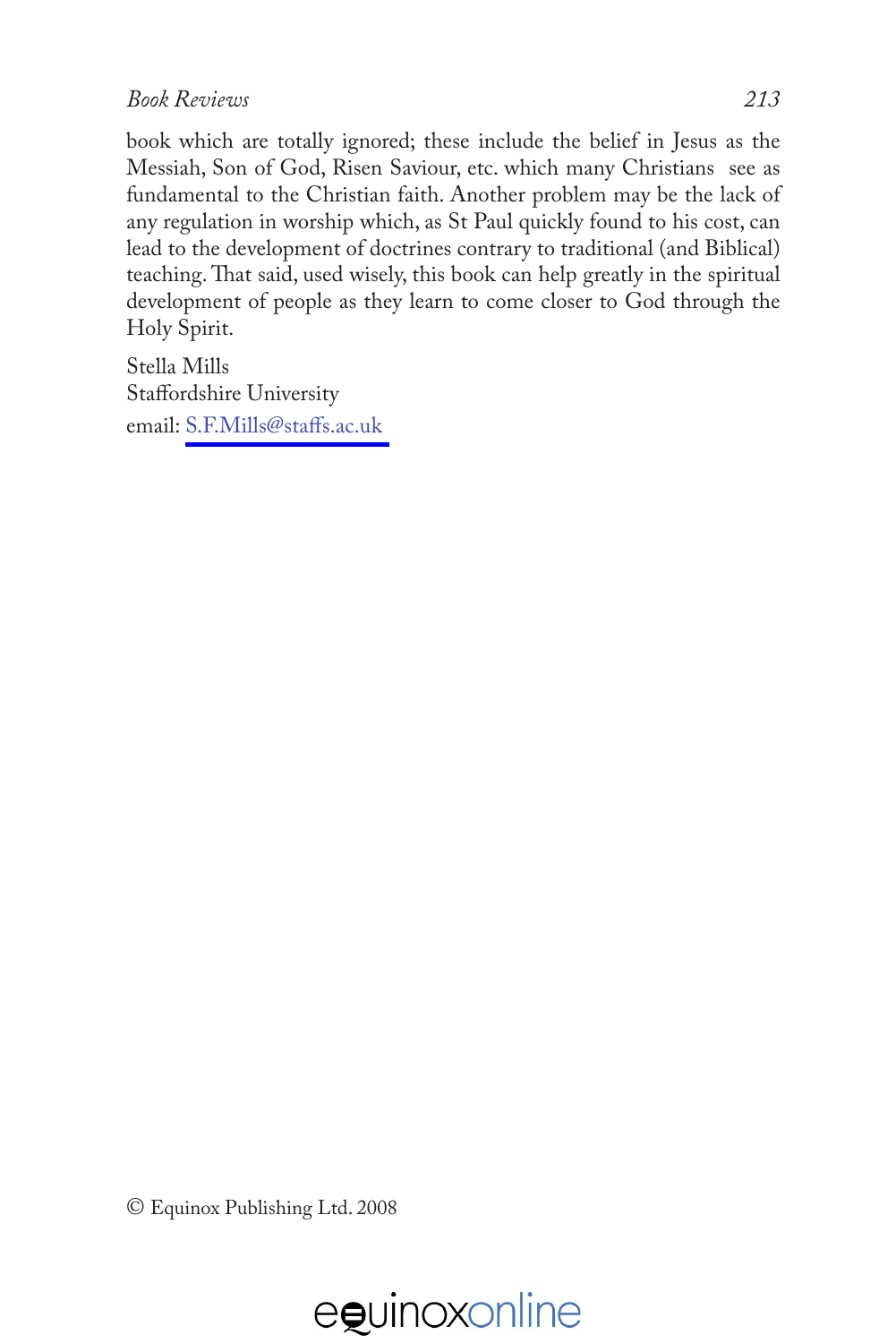book which are totally ignored; these include the belief in Jesus as the Messiah, Son of God, Risen Saviour, etc. which many Christians see as fundamental to the Christian faith. Another problem may be the lack of any regulation in worship which, as St Paul quickly found to his cost, can lead to the development of doctrines contrary to traditional (and Biblical) teaching. That said, used wisely, this book can help greatly in the spiritual development of people as they learn to come closer to God through the Holy Spirit.

Stella Mills
Staffordshire University
email: S.F.Mills@staffs.ac.uk

© Equinox Publishing Ltd. 2008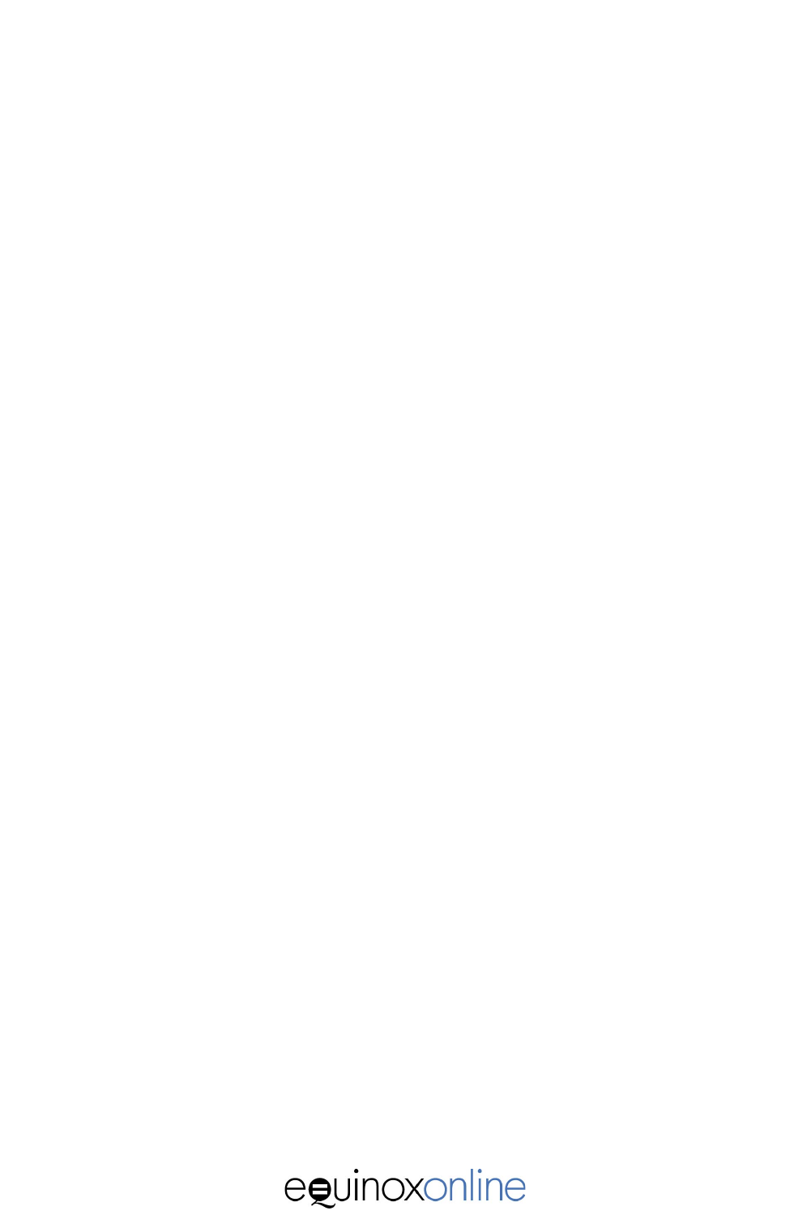equinoxonline